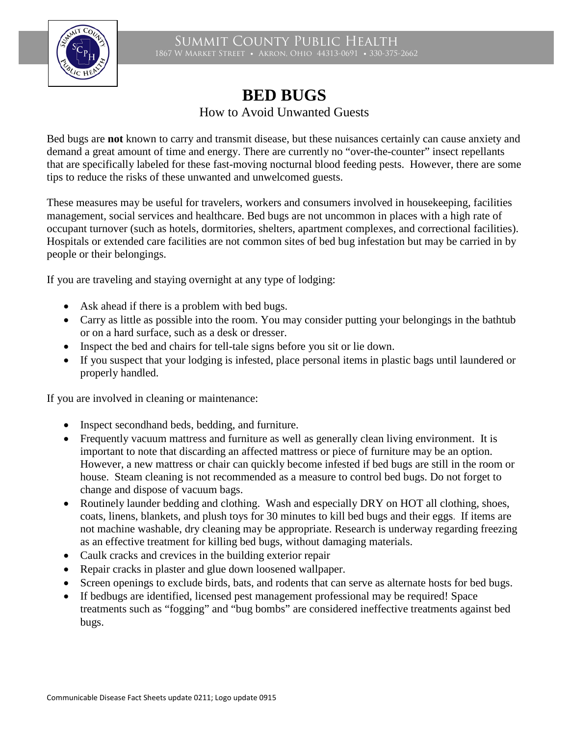# BED BUGS

How to Avoid Unwanted Guests

Bed bugs are **not** known to carry and transmit disease, but these nuisances certainly can cause anxiety and demand a great amount of time and energy. There are currently no "over-the-counter" insect repellants that are specifically labeled for these fast-moving nocturnal blood feeding pests. However, there are some tips to reduce the risks of these unwanted and unwelcomed guests.

These measures may be useful for travelers, workers and consumers involved in housekeeping, facilities management, social services and healthcare. Bed bugs are not uncommon in places with a high rate of occupant turnover (such as hotels, dormitories, shelters, apartment complexes, and correctional facilities). Hospitals or extended care facilities are not common sites of bed bug infestation but may be carried in by people or their belongings.

If you are traveling and staying overnight at any type of lodging:

- Ask ahead if there is a problem with bed bugs.
- Carry as little as possible into the room. You may consider putting your belongings in the bathtub or on a hard surface, such as a desk or dresser.
- Inspect the bed and chairs for tell-tale signs before you sit or lie down.
- If you suspect that your lodging is infested, place personal items in plastic bags until laundered or properly handled.

If you are involved in cleaning or maintenance:

- Inspect secondhand beds, bedding, and furniture.
- Frequently vacuum mattress and furniture as well as generally clean living environment. It is important to note that discarding an affected mattress or piece of furniture may be an option. However, a new mattress or chair can quickly become infested if bed bugs are still in the room or house. Steam cleaning is not recommended as a measure to control bed bugs. Do not forget to change and dispose of vacuum bags.
- Routinely launder bedding and clothing. Wash and especially DRY on HOT all clothing, shoes, coats, linens, blankets, and plush toys for 30 minutes to kill bed bugs and their eggs. If items are not machine washable, dry cleaning may be appropriate. Research is underway regarding freezing as an effective treatment for killing bed bugs, without damaging materials.
- Caulk cracks and crevices in the building exterior repair
- Repair cracks in plaster and glue down loosened wallpaper.
- Screen openings to exclude birds, bats, and rodents that can serve as alternate hosts for bed bugs.
- If bedbugs are identified, licensed pest management professional may be required! Space treatments such as "fogging" and "bug bombs" are considered ineffective treatments against bed bugs.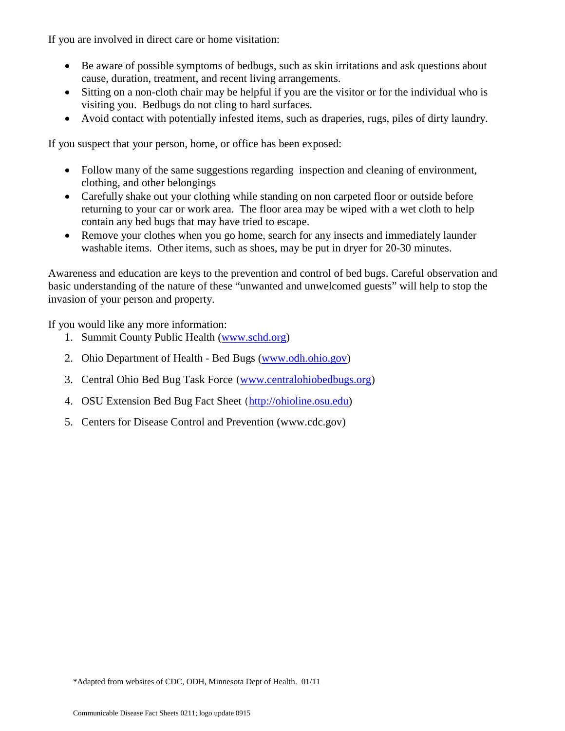If you are involved in direct care or home visitation:

- Be aware of possible symptoms of bedbugs, such as skin irritations and ask questions about cause, duration, treatment, and recent living arrangements.
- Sitting on a non-cloth chair may be helpful if you are the visitor or for the individual who is visiting you. Bedbugs do not cling to hard surfaces.
- Avoid contact with potentially infested items, such as draperies, rugs, piles of dirty laundry.

If you suspect that your person, home, or office has been exposed:

- Follow many of the same suggestions regarding inspection and cleaning of environment, clothing, and other belongings
- Carefully shake out your clothing while standing on non carpeted floor or outside before returning to your car or work area. The floor area may be wiped with a wet cloth to help contain any bed bugs that may have tried to escape.
- Remove your clothes when you go home, search for any insects and immediately launder washable items. Other items, such as shoes, may be put in dryer for 20-30 minutes.

Awareness and education are keys to the prevention and control of bed bugs. Careful observation and basic understanding of the nature of these "unwanted and unwelcomed guests" will help to stop the invasion of your person and property.

If you would like any more information:

1. Summit County Public Health (www.schd.org)
2. Ohio Department of Health - Bed Bugs (www.odh.ohio.gov)
3. Central Ohio Bed Bug Task Force (www.centralohiobedbugs.org)
4. OSU Extension Bed Bug Fact Sheet (http://ohioline.osu.edu)
5. Centers for Disease Control and Prevention (www.cdc.gov)

*Adapted from websites of CDC, ODH, Minnesota Dept of Health. 01/11

Communicable Disease Fact Sheets 0211; logo update 0915